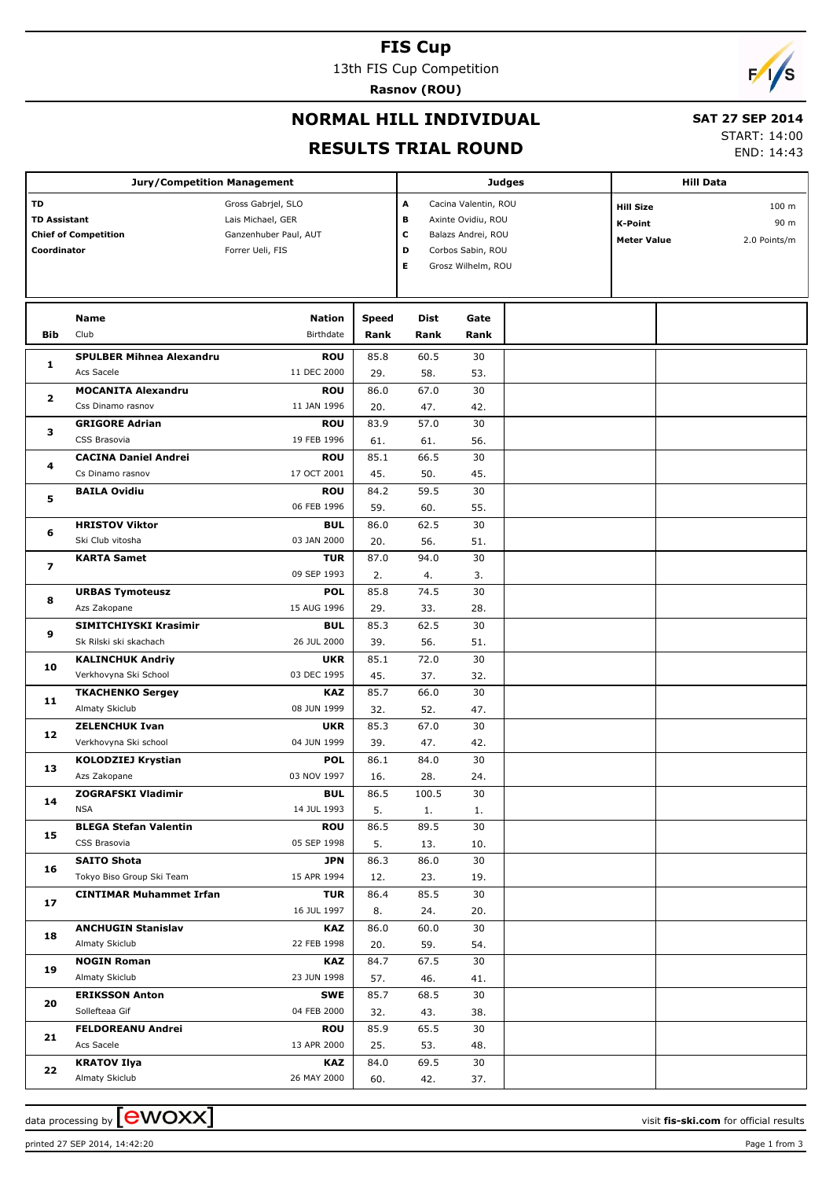# FIS Cup

13th FIS Cup Competition

**Rasnov (ROU)**

## NORMAL HILL INDIVIDUAL

## RESULTS TRIAL ROUND

**SAT 27 SEP 2014**

START: 14:00

END: 14:43

| Jury/Competition Management | | Judges | | Hill Data | |
|---|---|---|---|---|---|
| **TD** | Gross Gabrjel, SLO | **A** | Cacina Valentin, ROU | **Hill Size** | 100 m |
| **TD Assistant** | Lais Michael, GER | **B** | Axinte Ovidiu, ROU | **K-Point** | 90 m |
| **Chief of Competition** | Ganzenhuber Paul, AUT | **C** | Balazs Andrei, ROU | **Meter Value** | 2.0 Points/m |
| **Coordinator** | Forrer Ueli, FIS | **D** | Corbos Sabin, ROU | | |
| | | **E** | Grosz Wilhelm, ROU | | |

| Bib | Name / Club | Nation / Birthdate | Speed / Rank | Dist / Rank | Gate / Rank |
|---|---|---|---|---|---|
| 1 | **SPULBER Mihnea Alexandru** / Acs Sacele | **ROU** / 11 DEC 2000 | 85.8 / 29. | 60.5 / 58. | 30 / 53. |
| 2 | **MOCANITA Alexandru** / Css Dinamo rasnov | **ROU** / 11 JAN 1996 | 86.0 / 20. | 67.0 / 47. | 30 / 42. |
| 3 | **GRIGORE Adrian** / CSS Brasovia | **ROU** / 19 FEB 1996 | 83.9 / 61. | 57.0 / 61. | 30 / 56. |
| 4 | **CACINA Daniel Andrei** / Cs Dinamo rasnov | **ROU** / 17 OCT 2001 | 85.1 / 45. | 66.5 / 50. | 30 / 45. |
| 5 | **BAILA Ovidiu** | **ROU** / 06 FEB 1996 | 84.2 / 59. | 59.5 / 60. | 30 / 55. |
| 6 | **HRISTOV Viktor** / Ski Club vitosha | **BUL** / 03 JAN 2000 | 86.0 / 20. | 62.5 / 56. | 30 / 51. |
| 7 | **KARTA Samet** | **TUR** / 09 SEP 1993 | 87.0 / 2. | 94.0 / 4. | 30 / 3. |
| 8 | **URBAS Tymoteusz** / Azs Zakopane | **POL** / 15 AUG 1996 | 85.8 / 29. | 74.5 / 33. | 30 / 28. |
| 9 | **SIMITCHIYSKI Krasimir** / Sk Rilski ski skachach | **BUL** / 26 JUL 2000 | 85.3 / 39. | 62.5 / 56. | 30 / 51. |
| 10 | **KALINCHUK Andriy** / Verkhovyna Ski School | **UKR** / 03 DEC 1995 | 85.1 / 45. | 72.0 / 37. | 30 / 32. |
| 11 | **TKACHENKO Sergey** / Almaty Skiclub | **KAZ** / 08 JUN 1999 | 85.7 / 32. | 66.0 / 52. | 30 / 47. |
| 12 | **ZELENCHUK Ivan** / Verkhovyna Ski school | **UKR** / 04 JUN 1999 | 85.3 / 39. | 67.0 / 47. | 30 / 42. |
| 13 | **KOLODZIEJ Krystian** / Azs Zakopane | **POL** / 03 NOV 1997 | 86.1 / 16. | 84.0 / 28. | 30 / 24. |
| 14 | **ZOGRAFSKI Vladimir** / NSA | **BUL** / 14 JUL 1993 | 86.5 / 5. | 100.5 / 1. | 30 / 1. |
| 15 | **BLEGA Stefan Valentin** / CSS Brasovia | **ROU** / 05 SEP 1998 | 86.5 / 5. | 89.5 / 13. | 30 / 10. |
| 16 | **SAITO Shota** / Tokyo Biso Group Ski Team | **JPN** / 15 APR 1994 | 86.3 / 12. | 86.0 / 23. | 30 / 19. |
| 17 | **CINTIMAR Muhammet Irfan** | **TUR** / 16 JUL 1997 | 86.4 / 8. | 85.5 / 24. | 30 / 20. |
| 18 | **ANCHUGIN Stanislav** / Almaty Skiclub | **KAZ** / 22 FEB 1998 | 86.0 / 20. | 60.0 / 59. | 30 / 54. |
| 19 | **NOGIN Roman** / Almaty Skiclub | **KAZ** / 23 JUN 1998 | 84.7 / 57. | 67.5 / 46. | 30 / 41. |
| 20 | **ERIKSSON Anton** / Sollefteaa Gif | **SWE** / 04 FEB 2000 | 85.7 / 32. | 68.5 / 43. | 30 / 38. |
| 21 | **FELDOREANU Andrei** / Acs Sacele | **ROU** / 13 APR 2000 | 85.9 / 25. | 65.5 / 53. | 30 / 48. |
| 22 | **KRATOV Ilya** / Almaty Skiclub | **KAZ** / 26 MAY 2000 | 84.0 / 60. | 69.5 / 42. | 30 / 37. |

data processing by ewoxx — visit **fis-ski.com** for official results

printed 27 SEP 2014, 14:42:20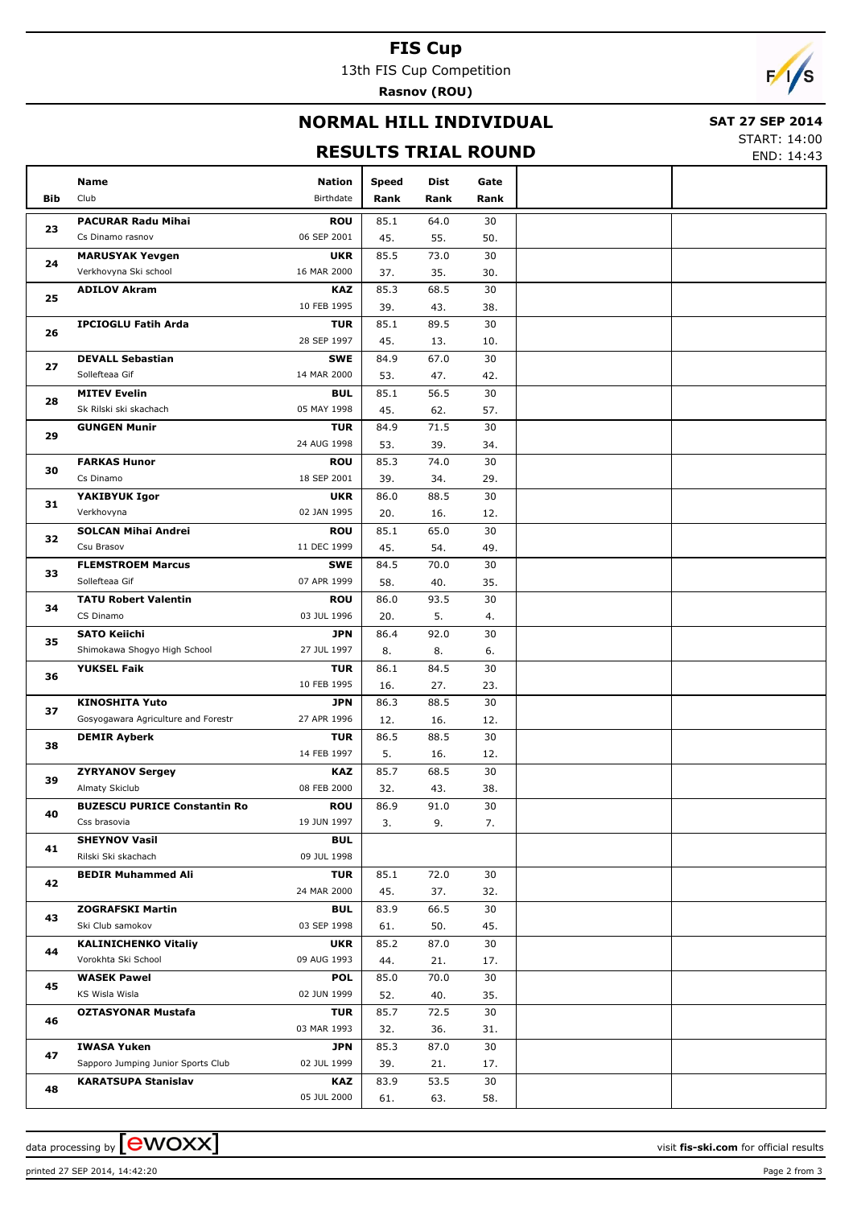# FIS Cup

13th FIS Cup Competition

**Rasnov (ROU)**

## NORMAL HILL INDIVIDUAL

**SAT 27 SEP 2014**

START: 14:00

END: 14:43

## RESULTS TRIAL ROUND

| Bib | Name / Club | Nation / Birthdate | Speed / Rank | Dist / Rank | Gate / Rank | | |
|---|---|---|---|---|---|---|---|
| 23 | **PACURAR Radu Mihai** | **ROU** | 85.1 | 64.0 | 30 | | |
| | Cs Dinamo rasnov | 06 SEP 2001 | 45. | 55. | 50. | | |
| 24 | **MARUSYAK Yevgen** | **UKR** | 85.5 | 73.0 | 30 | | |
| | Verkhovyna Ski school | 16 MAR 2000 | 37. | 35. | 30. | | |
| 25 | **ADILOV Akram** | **KAZ** | 85.3 | 68.5 | 30 | | |
| | | 10 FEB 1995 | 39. | 43. | 38. | | |
| 26 | **IPCIOGLU Fatih Arda** | **TUR** | 85.1 | 89.5 | 30 | | |
| | | 28 SEP 1997 | 45. | 13. | 10. | | |
| 27 | **DEVALL Sebastian** | **SWE** | 84.9 | 67.0 | 30 | | |
| | Sollefteaa Gif | 14 MAR 2000 | 53. | 47. | 42. | | |
| 28 | **MITEV Evelin** | **BUL** | 85.1 | 56.5 | 30 | | |
| | Sk Rilski ski skachach | 05 MAY 1998 | 45. | 62. | 57. | | |
| 29 | **GUNGEN Munir** | **TUR** | 84.9 | 71.5 | 30 | | |
| | | 24 AUG 1998 | 53. | 39. | 34. | | |
| 30 | **FARKAS Hunor** | **ROU** | 85.3 | 74.0 | 30 | | |
| | Cs Dinamo | 18 SEP 2001 | 39. | 34. | 29. | | |
| 31 | **YAKIBYUK Igor** | **UKR** | 86.0 | 88.5 | 30 | | |
| | Verkhovyna | 02 JAN 1995 | 20. | 16. | 12. | | |
| 32 | **SOLCAN Mihai Andrei** | **ROU** | 85.1 | 65.0 | 30 | | |
| | Csu Brasov | 11 DEC 1999 | 45. | 54. | 49. | | |
| 33 | **FLEMSTROEM Marcus** | **SWE** | 84.5 | 70.0 | 30 | | |
| | Sollefteaa Gif | 07 APR 1999 | 58. | 40. | 35. | | |
| 34 | **TATU Robert Valentin** | **ROU** | 86.0 | 93.5 | 30 | | |
| | CS Dinamo | 03 JUL 1996 | 20. | 5. | 4. | | |
| 35 | **SATO Keiichi** | **JPN** | 86.4 | 92.0 | 30 | | |
| | Shimokawa Shogyo High School | 27 JUL 1997 | 8. | 8. | 6. | | |
| 36 | **YUKSEL Faik** | **TUR** | 86.1 | 84.5 | 30 | | |
| | | 10 FEB 1995 | 16. | 27. | 23. | | |
| 37 | **KINOSHITA Yuto** | **JPN** | 86.3 | 88.5 | 30 | | |
| | Gosyogawara Agriculture and Forestr | 27 APR 1996 | 12. | 16. | 12. | | |
| 38 | **DEMIR Ayberk** | **TUR** | 86.5 | 88.5 | 30 | | |
| | | 14 FEB 1997 | 5. | 16. | 12. | | |
| 39 | **ZYRYANOV Sergey** | **KAZ** | 85.7 | 68.5 | 30 | | |
| | Almaty Skiclub | 08 FEB 2000 | 32. | 43. | 38. | | |
| 40 | **BUZESCU PURICE Constantin Ro** | **ROU** | 86.9 | 91.0 | 30 | | |
| | Css brasovia | 19 JUN 1997 | 3. | 9. | 7. | | |
| 41 | **SHEYNOV Vasil** | **BUL** | | | | | |
| | Rilski Ski skachach | 09 JUL 1998 | | | | | |
| 42 | **BEDIR Muhammed Ali** | **TUR** | 85.1 | 72.0 | 30 | | |
| | | 24 MAR 2000 | 45. | 37. | 32. | | |
| 43 | **ZOGRAFSKI Martin** | **BUL** | 83.9 | 66.5 | 30 | | |
| | Ski Club samokov | 03 SEP 1998 | 61. | 50. | 45. | | |
| 44 | **KALINICHENKO Vitaliy** | **UKR** | 85.2 | 87.0 | 30 | | |
| | Vorokhta Ski School | 09 AUG 1993 | 44. | 21. | 17. | | |
| 45 | **WASEK Pawel** | **POL** | 85.0 | 70.0 | 30 | | |
| | KS Wisla Wisla | 02 JUN 1999 | 52. | 40. | 35. | | |
| 46 | **OZTASYONAR Mustafa** | **TUR** | 85.7 | 72.5 | 30 | | |
| | | 03 MAR 1993 | 32. | 36. | 31. | | |
| 47 | **IWASA Yuken** | **JPN** | 85.3 | 87.0 | 30 | | |
| | Sapporo Jumping Junior Sports Club | 02 JUL 1999 | 39. | 21. | 17. | | |
| 48 | **KARATSUPA Stanislav** | **KAZ** | 83.9 | 53.5 | 30 | | |
| | | 05 JUL 2000 | 61. | 63. | 58. | | |

data processing by [ewoxx] — visit **fis-ski.com** for official results

printed 27 SEP 2014, 14:42:20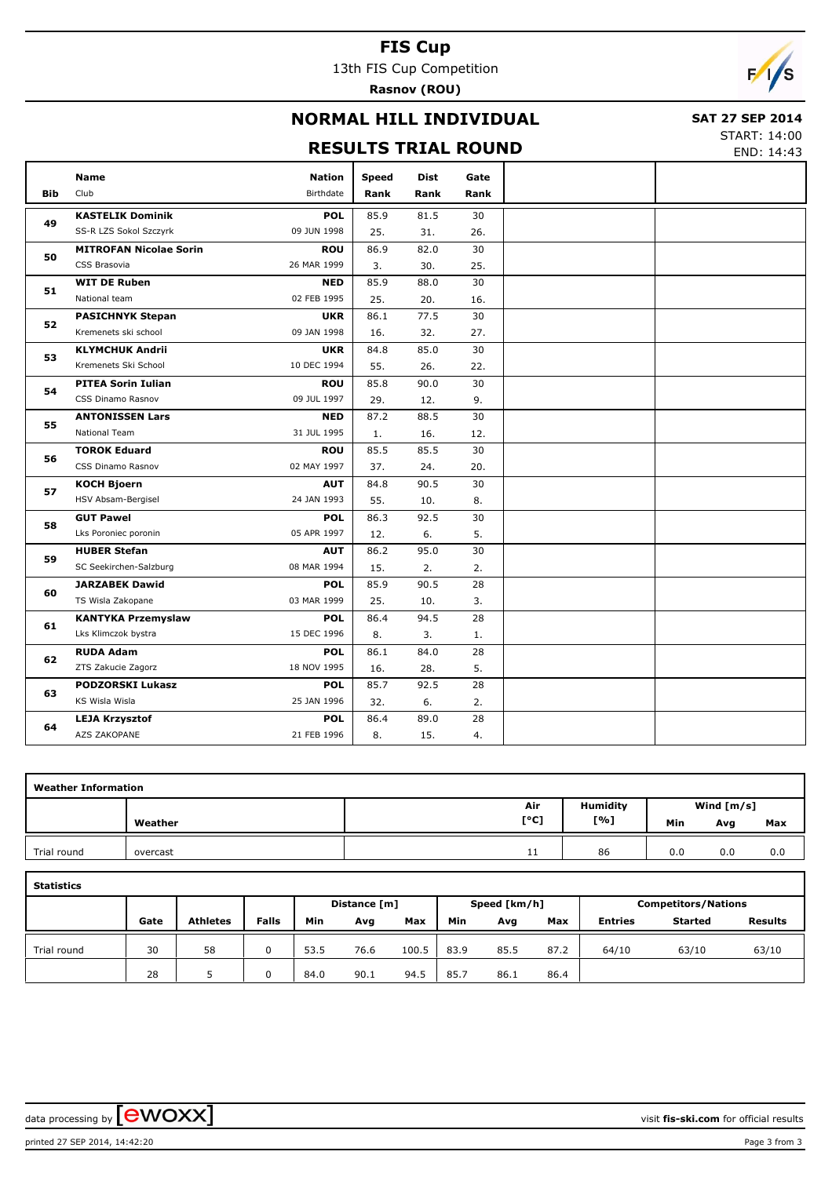# FIS Cup

13th FIS Cup Competition

**Rasnov (ROU)**

## NORMAL HILL INDIVIDUAL

## RESULTS TRIAL ROUND

**SAT 27 SEP 2014**

START: 14:00

END: 14:43

| Bib | Name / Club | Nation / Birthdate | Speed / Rank | Dist / Rank | Gate / Rank |
|---|---|---|---|---|---|
| 49 | **KASTELIK Dominik** | **POL** | 85.9 | 81.5 | 30 |
| | SS-R LZS Sokol Szczyrk | 09 JUN 1998 | 25. | 31. | 26. |
| 50 | **MITROFAN Nicolae Sorin** | **ROU** | 86.9 | 82.0 | 30 |
| | CSS Brasovia | 26 MAR 1999 | 3. | 30. | 25. |
| 51 | **WIT DE Ruben** | **NED** | 85.9 | 88.0 | 30 |
| | National team | 02 FEB 1995 | 25. | 20. | 16. |
| 52 | **PASICHNYK Stepan** | **UKR** | 86.1 | 77.5 | 30 |
| | Kremenets ski school | 09 JAN 1998 | 16. | 32. | 27. |
| 53 | **KLYMCHUK Andrii** | **UKR** | 84.8 | 85.0 | 30 |
| | Kremenets Ski School | 10 DEC 1994 | 55. | 26. | 22. |
| 54 | **PITEA Sorin Iulian** | **ROU** | 85.8 | 90.0 | 30 |
| | CSS Dinamo Rasnov | 09 JUL 1997 | 29. | 12. | 9. |
| 55 | **ANTONISSEN Lars** | **NED** | 87.2 | 88.5 | 30 |
| | National Team | 31 JUL 1995 | 1. | 16. | 12. |
| 56 | **TOROK Eduard** | **ROU** | 85.5 | 85.5 | 30 |
| | CSS Dinamo Rasnov | 02 MAY 1997 | 37. | 24. | 20. |
| 57 | **KOCH Bjoern** | **AUT** | 84.8 | 90.5 | 30 |
| | HSV Absam-Bergisel | 24 JAN 1993 | 55. | 10. | 8. |
| 58 | **GUT Pawel** | **POL** | 86.3 | 92.5 | 30 |
| | Lks Poroniec poronin | 05 APR 1997 | 12. | 6. | 5. |
| 59 | **HUBER Stefan** | **AUT** | 86.2 | 95.0 | 30 |
| | SC Seekirchen-Salzburg | 08 MAR 1994 | 15. | 2. | 2. |
| 60 | **JARZABEK Dawid** | **POL** | 85.9 | 90.5 | 28 |
| | TS Wisla Zakopane | 03 MAR 1999 | 25. | 10. | 3. |
| 61 | **KANTYKA Przemyslaw** | **POL** | 86.4 | 94.5 | 28 |
| | Lks Klimczok bystra | 15 DEC 1996 | 8. | 3. | 1. |
| 62 | **RUDA Adam** | **POL** | 86.1 | 84.0 | 28 |
| | ZTS Zakucie Zagorz | 18 NOV 1995 | 16. | 28. | 5. |
| 63 | **PODZORSKI Lukasz** | **POL** | 85.7 | 92.5 | 28 |
| | KS Wisla Wisla | 25 JAN 1996 | 32. | 6. | 2. |
| 64 | **LEJA Krzysztof** | **POL** | 86.4 | 89.0 | 28 |
| | AZS ZAKOPANE | 21 FEB 1996 | 8. | 15. | 4. |

**Weather Information**

| | Weather | Air [°C] | Humidity [%] | Wind [m/s] Min | Avg | Max |
|---|---|---|---|---|---|---|
| Trial round | overcast | 11 | 86 | 0.0 | 0.0 | 0.0 |

**Statistics**

| | Gate | Athletes | Falls | Distance [m] Min | Avg | Max | Speed [km/h] Min | Avg | Max | Competitors/Nations Entries | Started | Results |
|---|---|---|---|---|---|---|---|---|---|---|---|---|
| Trial round | 30 | 58 | 0 | 53.5 | 76.6 | 100.5 | 83.9 | 85.5 | 87.2 | 64/10 | 63/10 | 63/10 |
| | 28 | 5 | 0 | 84.0 | 90.1 | 94.5 | 85.7 | 86.1 | 86.4 | | | |

data processing by ewoxx

visit **fis-ski.com** for official results

printed 27 SEP 2014, 14:42:20